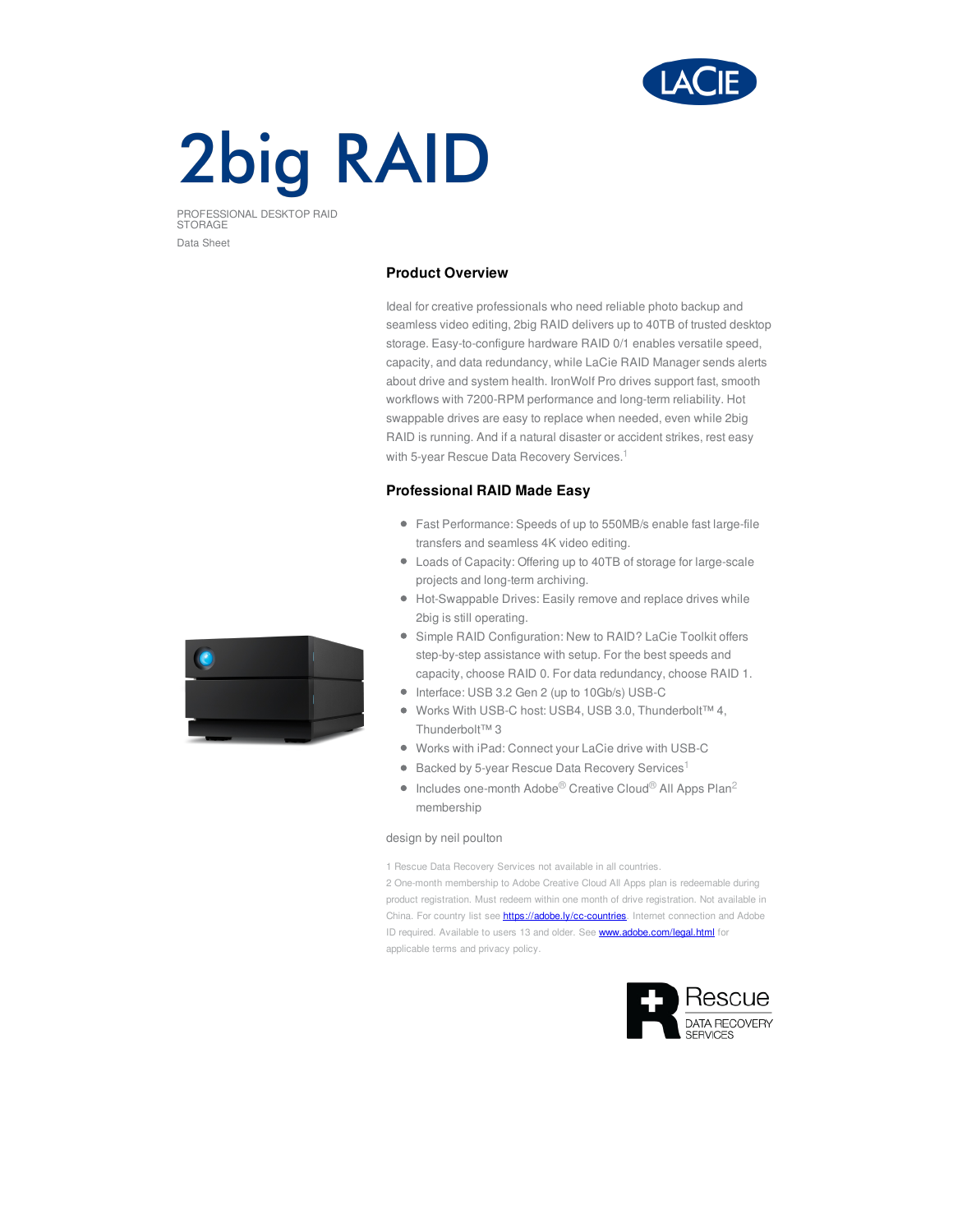# 2big RAID

PROFESSIONAL DESKTOP RAID STORAGE

Data Sheet

## Product Overview

Ideal for creative professionals who need reliable photo backup and seamless video editing, 2big RAID delivers up to 40TB of trusted desktop storage. Easy-to-configure hardware RAID 0/1 enables versatile speed, capacity, and data redundancy, while LaCie RAID Manager sends alerts about drive and system health. IronWolf Pro drives support fast, smooth workflows with 7200-RPM performance and long-term reliability. Hot swappable drives are easy to replace when needed, even while 2big RAID is running. And if a natural disaster or accident strikes, rest easy with 5-year Rescue Data Recovery Services.[1]

## Professional RAID Made Easy

- Fast Performance: Speeds of up to 550MB/s enable fast large-file transfers and seamless 4K video editing.
- Loads of Capacity: Offering up to 40TB of storage for large-scale projects and long-term archiving.
- Hot-Swappable Drives: Easily remove and replace drives while 2big is still operating.
- Simple RAID Configuration: New to RAID? LaCie Toolkit offers step-by-step assistance with setup. For the best speeds and capacity, choose RAID 0. For data redundancy, choose RAID 1.
- Interface: USB 3.2 Gen 2 (up to 10Gb/s) USB-C
- Works With USB-C host: USB4, USB 3.0, Thunderbolt™ 4, Thunderbolt™ 3
- Works with iPad: Connect your LaCie drive with USB-C
- Backed by 5-year Rescue Data Recovery Services[1]
- Includes one-month Adobe® Creative Cloud® All Apps Plan[2] membership

design by neil poulton

1 Rescue Data Recovery Services not available in all countries.
2 One-month membership to Adobe Creative Cloud All Apps plan is redeemable during product registration. Must redeem within one month of drive registration. Not available in China. For country list see https://adobe.ly/cc-countries. Internet connection and Adobe ID required. Available to users 13 and older. See www.adobe.com/legal.html for applicable terms and privacy policy.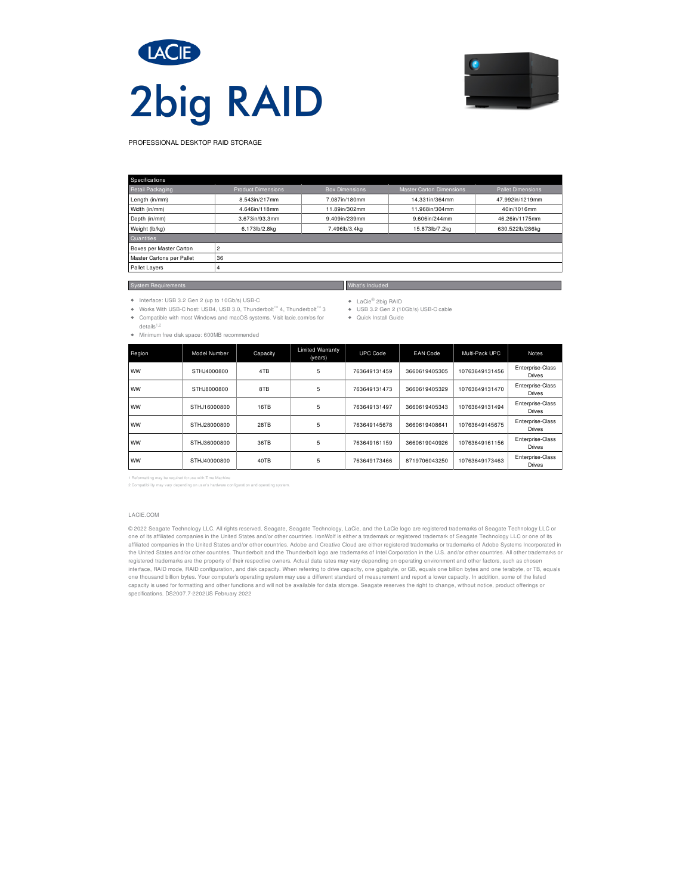# 2big RAID

PROFESSIONAL DESKTOP RAID STORAGE

| Specifications | | | | |
|---|---|---|---|---|
| Retail Packaging | Product Dimensions | Box Dimensions | Master Carton Dimensions | Pallet Dimensions |
| Length (in/mm) | 8.543in/217mm | 7.087in/180mm | 14.331in/364mm | 47.992in/1219mm |
| Width (in/mm) | 4.646in/118mm | 11.89in/302mm | 11.968in/304mm | 40in/1016mm |
| Depth (in/mm) | 3.673in/93.3mm | 9.409in/239mm | 9.606in/244mm | 46.26in/1175mm |
| Weight (lb/kg) | 6.173lb/2.8kg | 7.496lb/3.4kg | 15.873lb/7.2kg | 630.522lb/286kg |
| Quantities | | | | |
| Boxes per Master Carton | 2 | | | |
| Master Cartons per Pallet | 36 | | | |
| Pallet Layers | 4 | | | |

## System Requirements

- Interface: USB 3.2 Gen 2 (up to 10Gb/s) USB-C
- Works With USB-C host: USB4, USB 3.0, Thunderbolt™ 4, Thunderbolt™ 3
- Compatible with most Windows and macOS systems. Visit lacie.com/os for details[1,2]
- Minimum free disk space: 600MB recommended

## What's Included

- LaCie® 2big RAID
- USB 3.2 Gen 2 (10Gb/s) USB-C cable
- Quick Install Guide

| Region | Model Number | Capacity | Limited Warranty (years) | UPC Code | EAN Code | Multi-Pack UPC | Notes |
|---|---|---|---|---|---|---|---|
| WW | STHJ4000800 | 4TB | 5 | 763649131459 | 3660619405305 | 10763649131456 | Enterprise-Class Drives |
| WW | STHJ8000800 | 8TB | 5 | 763649131473 | 3660619405329 | 10763649131470 | Enterprise-Class Drives |
| WW | STHJ16000800 | 16TB | 5 | 763649131497 | 3660619405343 | 10763649131494 | Enterprise-Class Drives |
| WW | STHJ28000800 | 28TB | 5 | 763649145678 | 3660619408641 | 10763649145675 | Enterprise-Class Drives |
| WW | STHJ36000800 | 36TB | 5 | 763649161159 | 3660619040926 | 10763649161156 | Enterprise-Class Drives |
| WW | STHJ40000800 | 40TB | 5 | 763649173466 | 8719706043250 | 10763649173463 | Enterprise-Class Drives |

1 Reformatting may be required for use with Time Machine

2 Compatibility may vary depending on user's hardware configuration and operating system.

LACIE.COM

© 2022 Seagate Technology LLC. All rights reserved. Seagate, Seagate Technology, LaCie, and the LaCie logo are registered trademarks of Seagate Technology LLC or one of its affiliated companies in the United States and/or other countries. IronWolf is either a trademark or registered trademark of Seagate Technology LLC or one of its affiliated companies in the United States and/or other countries. Adobe and Creative Cloud are either registered trademarks or trademarks of Adobe Systems Incorporated in the United States and/or other countries. Thunderbolt and the Thunderbolt logo are trademarks of Intel Corporation in the U.S. and/or other countries. All other trademarks or registered trademarks are the property of their respective owners. Actual data rates may vary depending on operating environment and other factors, such as chosen interface, RAID mode, RAID configuration, and disk capacity. When referring to drive capacity, one gigabyte, or GB, equals one billion bytes and one terabyte, or TB, equals one thousand billion bytes. Your computer's operating system may use a different standard of measurement and report a lower capacity. In addition, some of the listed capacity is used for formatting and other functions and will not be available for data storage. Seagate reserves the right to change, without notice, product offerings or specifications. DS2007.7-2202US February 2022